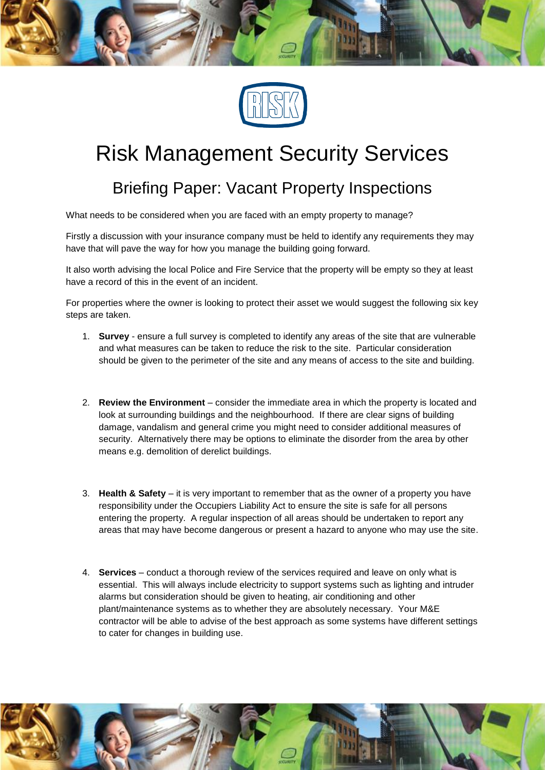# Risk Management Security Services

## Briefing Paper: Vacant Property Inspections

What needs to be considered when you are faced with an empty property to manage?

Firstly a discussion with your insurance company must be held to identify any requirements they may have that will pave the way for how you manage the building going forward.

It also worth advising the local Police and Fire Service that the property will be empty so they at least have a record of this in the event of an incident.

For properties where the owner is looking to protect their asset we would suggest the following six key steps are taken.

1. **Survey** - ensure a full survey is completed to identify any areas of the site that are vulnerable and what measures can be taken to reduce the risk to the site. Particular consideration should be given to the perimeter of the site and any means of access to the site and building.

2. **Review the Environment** – consider the immediate area in which the property is located and look at surrounding buildings and the neighbourhood. If there are clear signs of building damage, vandalism and general crime you might need to consider additional measures of security. Alternatively there may be options to eliminate the disorder from the area by other means e.g. demolition of derelict buildings.

3. **Health & Safety** – it is very important to remember that as the owner of a property you have responsibility under the Occupiers Liability Act to ensure the site is safe for all persons entering the property. A regular inspection of all areas should be undertaken to report any areas that may have become dangerous or present a hazard to anyone who may use the site.

4. **Services** – conduct a thorough review of the services required and leave on only what is essential. This will always include electricity to support systems such as lighting and intruder alarms but consideration should be given to heating, air conditioning and other plant/maintenance systems as to whether they are absolutely necessary. Your M&E contractor will be able to advise of the best approach as some systems have different settings to cater for changes in building use.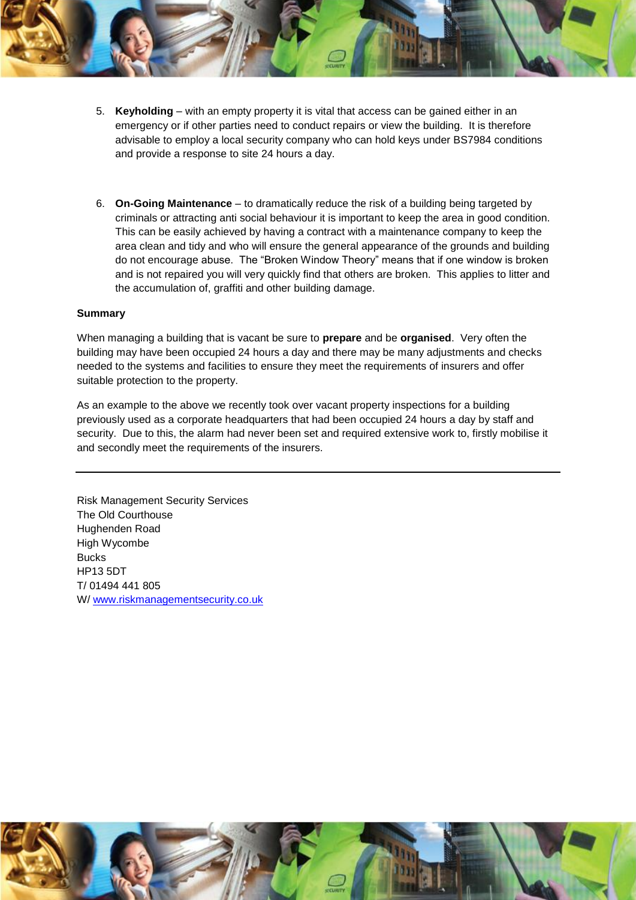5. **Keyholding** – with an empty property it is vital that access can be gained either in an emergency or if other parties need to conduct repairs or view the building. It is therefore advisable to employ a local security company who can hold keys under BS7984 conditions and provide a response to site 24 hours a day.

6. **On-Going Maintenance** – to dramatically reduce the risk of a building being targeted by criminals or attracting anti social behaviour it is important to keep the area in good condition. This can be easily achieved by having a contract with a maintenance company to keep the area clean and tidy and who will ensure the general appearance of the grounds and building do not encourage abuse. The "Broken Window Theory" means that if one window is broken and is not repaired you will very quickly find that others are broken. This applies to litter and the accumulation of, graffiti and other building damage.

**Summary**

When managing a building that is vacant be sure to **prepare** and be **organised**. Very often the building may have been occupied 24 hours a day and there may be many adjustments and checks needed to the systems and facilities to ensure they meet the requirements of insurers and offer suitable protection to the property.

As an example to the above we recently took over vacant property inspections for a building previously used as a corporate headquarters that had been occupied 24 hours a day by staff and security. Due to this, the alarm had never been set and required extensive work to, firstly mobilise it and secondly meet the requirements of the insurers.

---

Risk Management Security Services
The Old Courthouse
Hughenden Road
High Wycombe
Bucks
HP13 5DT
T/ 01494 441 805
W/ www.riskmanagementsecurity.co.uk